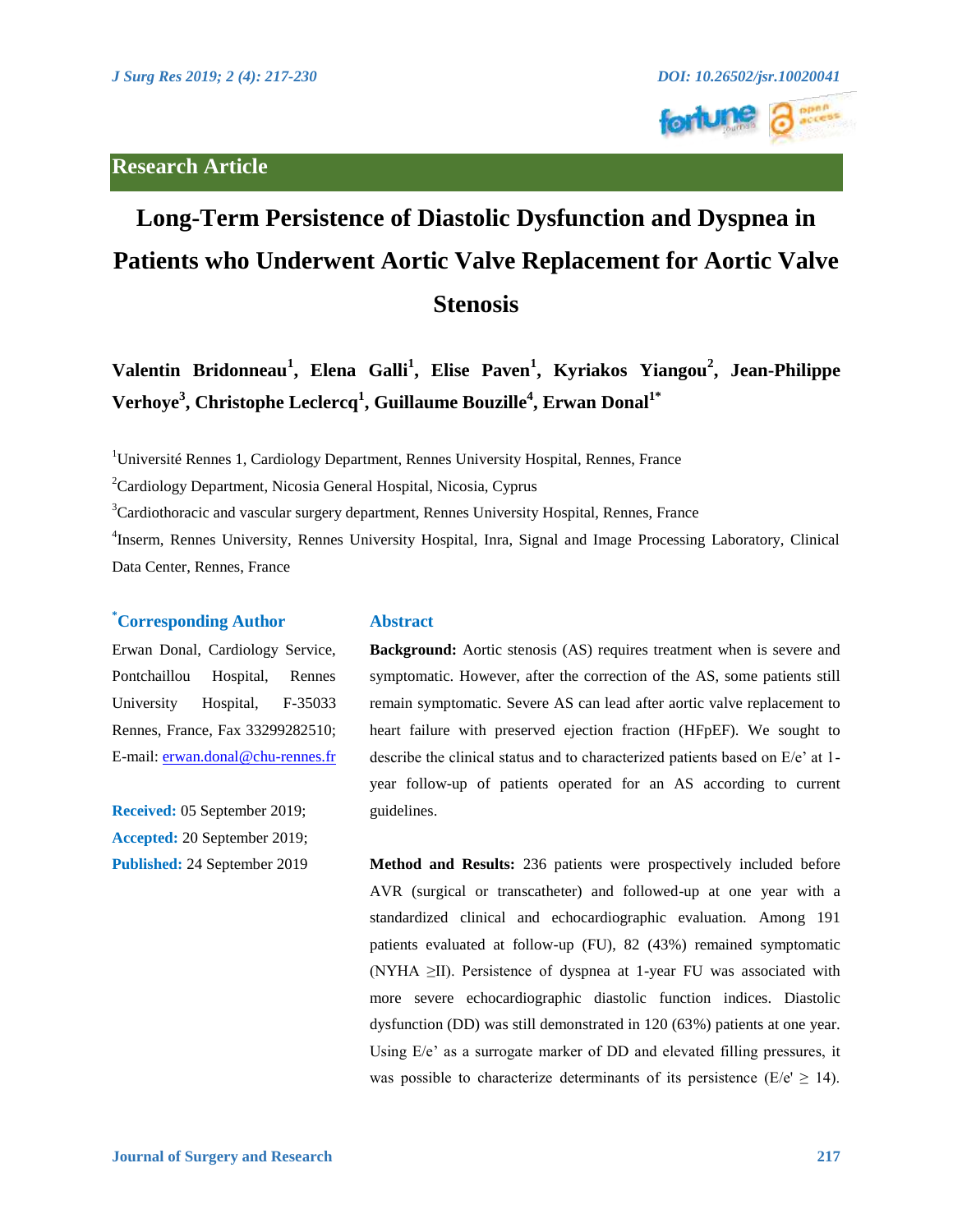## Research Article

# Long-Term Persistence of Diastolic Dysfunction and Dyspnea in Patients who Underwent Aortic Valve Replacement for Aortic Valve Stenosis

**Valentin Bridonneau[1], Elena Galli[1], Elise Paven[1], Kyriakos Yiangou[2], Jean-Philippe Verhoye[3], Christophe Leclercq[1], Guillaume Bouzille[4], Erwan Donal[1*]**

[1]Université Rennes 1, Cardiology Department, Rennes University Hospital, Rennes, France

[2]Cardiology Department, Nicosia General Hospital, Nicosia, Cyprus

[3]Cardiothoracic and vascular surgery department, Rennes University Hospital, Rennes, France

[4]Inserm, Rennes University, Rennes University Hospital, Inra, Signal and Image Processing Laboratory, Clinical Data Center, Rennes, France

### *Corresponding Author

Erwan Donal, Cardiology Service, Pontchaillou Hospital, Rennes University Hospital, F-35033 Rennes, France, Fax 33299282510; E-mail: erwan.donal@chu-rennes.fr

**Received:** 05 September 2019;
**Accepted:** 20 September 2019;
**Published:** 24 September 2019

### Abstract

**Background:** Aortic stenosis (AS) requires treatment when is severe and symptomatic. However, after the correction of the AS, some patients still remain symptomatic. Severe AS can lead after aortic valve replacement to heart failure with preserved ejection fraction (HFpEF). We sought to describe the clinical status and to characterized patients based on E/e' at 1-year follow-up of patients operated for an AS according to current guidelines.

**Method and Results:** 236 patients were prospectively included before AVR (surgical or transcatheter) and followed-up at one year with a standardized clinical and echocardiographic evaluation. Among 191 patients evaluated at follow-up (FU), 82 (43%) remained symptomatic (NYHA ≥II). Persistence of dyspnea at 1-year FU was associated with more severe echocardiographic diastolic function indices. Diastolic dysfunction (DD) was still demonstrated in 120 (63%) patients at one year. Using E/e' as a surrogate marker of DD and elevated filling pressures, it was possible to characterize determinants of its persistence (E/e' ≥ 14).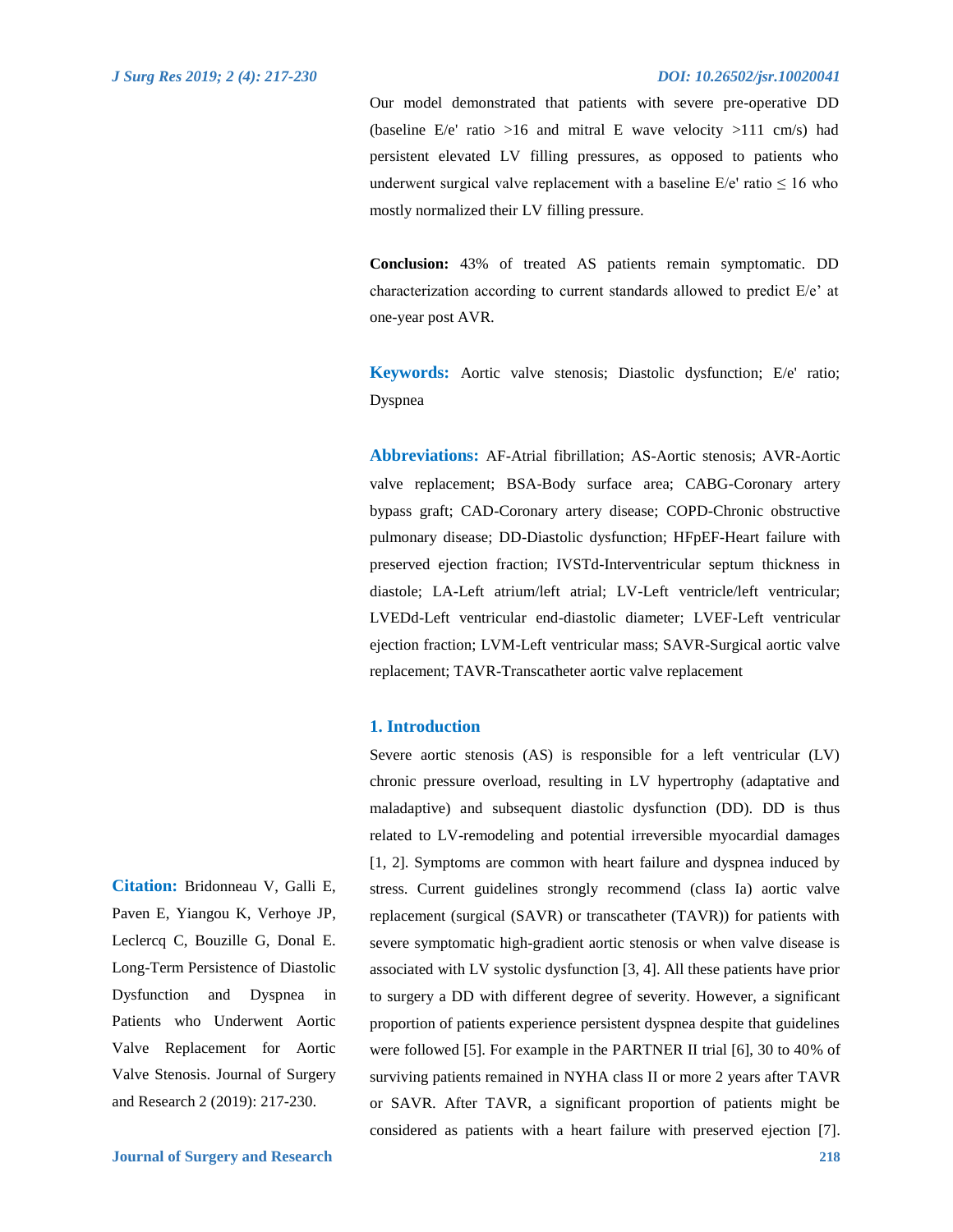Our model demonstrated that patients with severe pre-operative DD (baseline E/e' ratio >16 and mitral E wave velocity >111 cm/s) had persistent elevated LV filling pressures, as opposed to patients who underwent surgical valve replacement with a baseline E/e' ratio ≤ 16 who mostly normalized their LV filling pressure.

**Conclusion:** 43% of treated AS patients remain symptomatic. DD characterization according to current standards allowed to predict E/e’ at one-year post AVR.

**Keywords:** Aortic valve stenosis; Diastolic dysfunction; E/e' ratio; Dyspnea

**Abbreviations:** AF-Atrial fibrillation; AS-Aortic stenosis; AVR-Aortic valve replacement; BSA-Body surface area; CABG-Coronary artery bypass graft; CAD-Coronary artery disease; COPD-Chronic obstructive pulmonary disease; DD-Diastolic dysfunction; HFpEF-Heart failure with preserved ejection fraction; IVSTd-Interventricular septum thickness in diastole; LA-Left atrium/left atrial; LV-Left ventricle/left ventricular; LVEDd-Left ventricular end-diastolic diameter; LVEF-Left ventricular ejection fraction; LVM-Left ventricular mass; SAVR-Surgical aortic valve replacement; TAVR-Transcatheter aortic valve replacement

**Citation:** Bridonneau V, Galli E, Paven E, Yiangou K, Verhoye JP, Leclercq C, Bouzille G, Donal E. Long-Term Persistence of Diastolic Dysfunction and Dyspnea in Patients who Underwent Aortic Valve Replacement for Aortic Valve Stenosis. Journal of Surgery and Research 2 (2019): 217-230.

## 1. Introduction

Severe aortic stenosis (AS) is responsible for a left ventricular (LV) chronic pressure overload, resulting in LV hypertrophy (adaptative and maladaptive) and subsequent diastolic dysfunction (DD). DD is thus related to LV-remodeling and potential irreversible myocardial damages [1, 2]. Symptoms are common with heart failure and dyspnea induced by stress. Current guidelines strongly recommend (class Ia) aortic valve replacement (surgical (SAVR) or transcatheter (TAVR)) for patients with severe symptomatic high-gradient aortic stenosis or when valve disease is associated with LV systolic dysfunction [3, 4]. All these patients have prior to surgery a DD with different degree of severity. However, a significant proportion of patients experience persistent dyspnea despite that guidelines were followed [5]. For example in the PARTNER II trial [6], 30 to 40% of surviving patients remained in NYHA class II or more 2 years after TAVR or SAVR. After TAVR, a significant proportion of patients might be considered as patients with a heart failure with preserved ejection [7].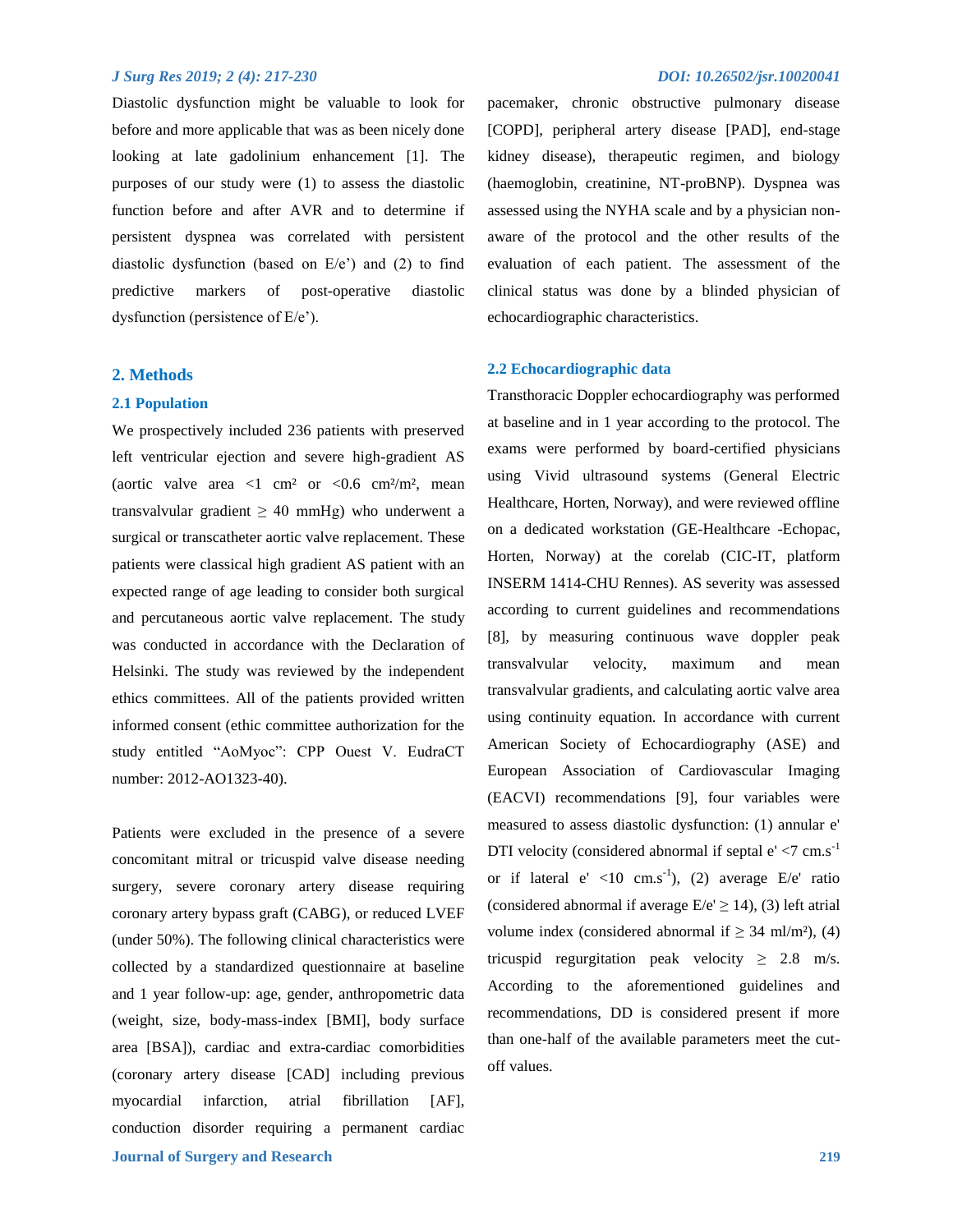Diastolic dysfunction might be valuable to look for before and more applicable that was as been nicely done looking at late gadolinium enhancement [1]. The purposes of our study were (1) to assess the diastolic function before and after AVR and to determine if persistent dyspnea was correlated with persistent diastolic dysfunction (based on E/e') and (2) to find predictive markers of post-operative diastolic dysfunction (persistence of E/e').

## 2. Methods

### 2.1 Population

We prospectively included 236 patients with preserved left ventricular ejection and severe high-gradient AS (aortic valve area <1 cm² or <0.6 cm²/m², mean transvalvular gradient ≥ 40 mmHg) who underwent a surgical or transcatheter aortic valve replacement. These patients were classical high gradient AS patient with an expected range of age leading to consider both surgical and percutaneous aortic valve replacement. The study was conducted in accordance with the Declaration of Helsinki. The study was reviewed by the independent ethics committees. All of the patients provided written informed consent (ethic committee authorization for the study entitled "AoMyoc": CPP Ouest V. EudraCT number: 2012-AO1323-40).

Patients were excluded in the presence of a severe concomitant mitral or tricuspid valve disease needing surgery, severe coronary artery disease requiring coronary artery bypass graft (CABG), or reduced LVEF (under 50%). The following clinical characteristics were collected by a standardized questionnaire at baseline and 1 year follow-up: age, gender, anthropometric data (weight, size, body-mass-index [BMI], body surface area [BSA]), cardiac and extra-cardiac comorbidities (coronary artery disease [CAD] including previous myocardial infarction, atrial fibrillation [AF], conduction disorder requiring a permanent cardiac pacemaker, chronic obstructive pulmonary disease [COPD], peripheral artery disease [PAD], end-stage kidney disease), therapeutic regimen, and biology (haemoglobin, creatinine, NT-proBNP). Dyspnea was assessed using the NYHA scale and by a physician non-aware of the protocol and the other results of the evaluation of each patient. The assessment of the clinical status was done by a blinded physician of echocardiographic characteristics.

### 2.2 Echocardiographic data

Transthoracic Doppler echocardiography was performed at baseline and in 1 year according to the protocol. The exams were performed by board-certified physicians using Vivid ultrasound systems (General Electric Healthcare, Horten, Norway), and were reviewed offline on a dedicated workstation (GE-Healthcare -Echopac, Horten, Norway) at the corelab (CIC-IT, platform INSERM 1414-CHU Rennes). AS severity was assessed according to current guidelines and recommendations [8], by measuring continuous wave doppler peak transvalvular velocity, maximum and mean transvalvular gradients, and calculating aortic valve area using continuity equation. In accordance with current American Society of Echocardiography (ASE) and European Association of Cardiovascular Imaging (EACVI) recommendations [9], four variables were measured to assess diastolic dysfunction: (1) annular e' DTI velocity (considered abnormal if septal e' <7 $cm.s^{-1}$ or if lateral e' <10 $cm.s^{-1}$), (2) average E/e' ratio (considered abnormal if average E/e' ≥ 14), (3) left atrial volume index (considered abnormal if ≥ 34 ml/m²), (4) tricuspid regurgitation peak velocity ≥ 2.8 m/s. According to the aforementioned guidelines and recommendations, DD is considered present if more than one-half of the available parameters meet the cut-off values.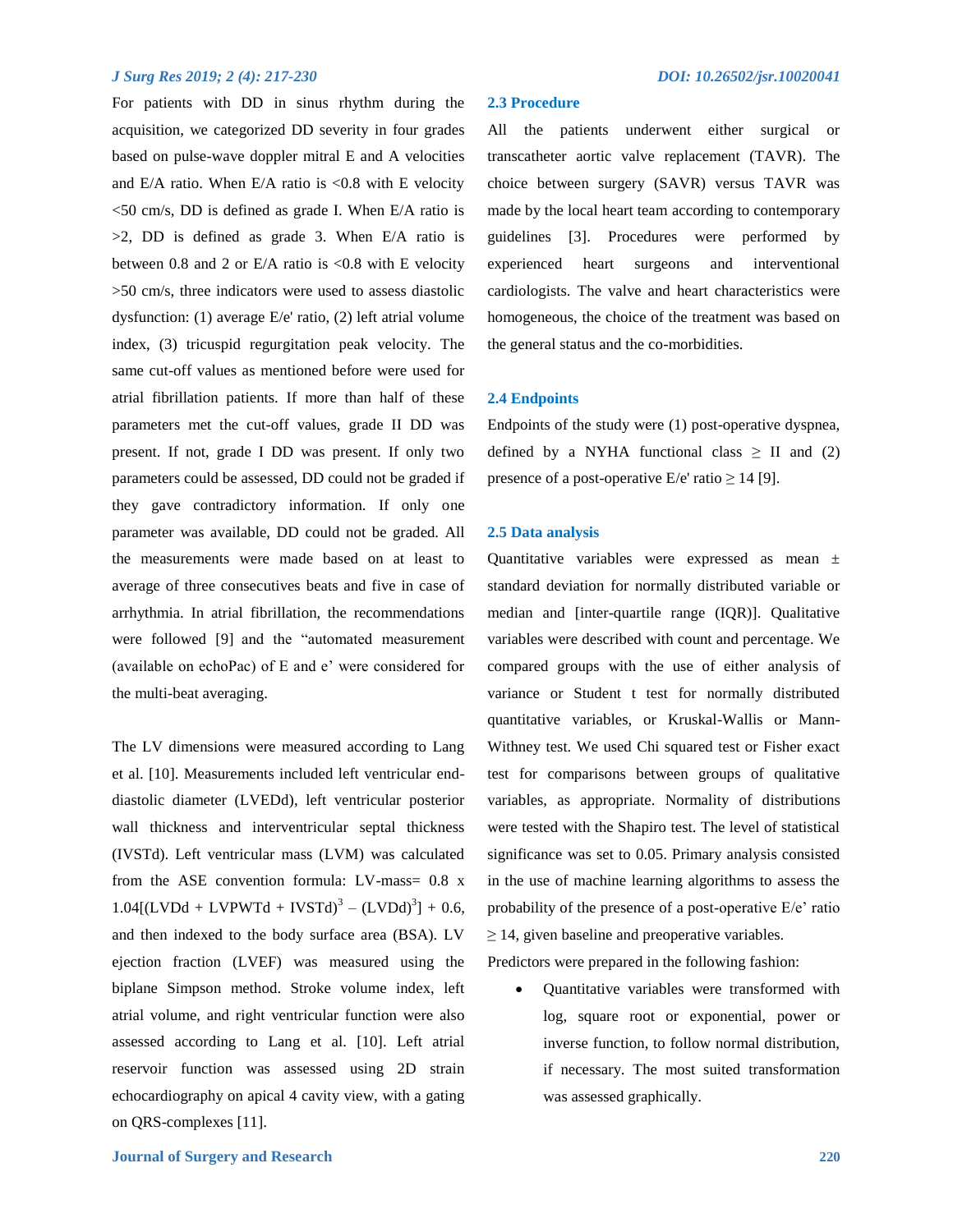For patients with DD in sinus rhythm during the acquisition, we categorized DD severity in four grades based on pulse-wave doppler mitral E and A velocities and E/A ratio. When E/A ratio is <0.8 with E velocity <50 cm/s, DD is defined as grade I. When E/A ratio is >2, DD is defined as grade 3. When E/A ratio is between 0.8 and 2 or E/A ratio is <0.8 with E velocity >50 cm/s, three indicators were used to assess diastolic dysfunction: (1) average E/e' ratio, (2) left atrial volume index, (3) tricuspid regurgitation peak velocity. The same cut-off values as mentioned before were used for atrial fibrillation patients. If more than half of these parameters met the cut-off values, grade II DD was present. If not, grade I DD was present. If only two parameters could be assessed, DD could not be graded if they gave contradictory information. If only one parameter was available, DD could not be graded. All the measurements were made based on at least to average of three consecutives beats and five in case of arrhythmia. In atrial fibrillation, the recommendations were followed [9] and the "automated measurement (available on echoPac) of E and e' were considered for the multi-beat averaging.

The LV dimensions were measured according to Lang et al. [10]. Measurements included left ventricular end-diastolic diameter (LVEDd), left ventricular posterior wall thickness and interventricular septal thickness (IVSTd). Left ventricular mass (LVM) was calculated from the ASE convention formula: LV-mass= $0.8 \times 1.04[(\text{LVDd} + \text{LVPWTd} + \text{IVSTd})^3 – (\text{LVDd})^3] + 0.6$, and then indexed to the body surface area (BSA). LV ejection fraction (LVEF) was measured using the biplane Simpson method. Stroke volume index, left atrial volume, and right ventricular function were also assessed according to Lang et al. [10]. Left atrial reservoir function was assessed using 2D strain echocardiography on apical 4 cavity view, with a gating on QRS-complexes [11].

## 2.3 Procedure

All the patients underwent either surgical or transcatheter aortic valve replacement (TAVR). The choice between surgery (SAVR) versus TAVR was made by the local heart team according to contemporary guidelines [3]. Procedures were performed by experienced heart surgeons and interventional cardiologists. The valve and heart characteristics were homogeneous, the choice of the treatment was based on the general status and the co-morbidities.

## 2.4 Endpoints

Endpoints of the study were (1) post-operative dyspnea, defined by a NYHA functional class ≥ II and (2) presence of a post-operative E/e' ratio ≥ 14 [9].

## 2.5 Data analysis

Quantitative variables were expressed as mean ± standard deviation for normally distributed variable or median and [inter-quartile range (IQR)]. Qualitative variables were described with count and percentage. We compared groups with the use of either analysis of variance or Student t test for normally distributed quantitative variables, or Kruskal-Wallis or Mann-Withney test. We used Chi squared test or Fisher exact test for comparisons between groups of qualitative variables, as appropriate. Normality of distributions were tested with the Shapiro test. The level of statistical significance was set to 0.05. Primary analysis consisted in the use of machine learning algorithms to assess the probability of the presence of a post-operative E/e' ratio ≥ 14, given baseline and preoperative variables.

Predictors were prepared in the following fashion:

- Quantitative variables were transformed with log, square root or exponential, power or inverse function, to follow normal distribution, if necessary. The most suited transformation was assessed graphically.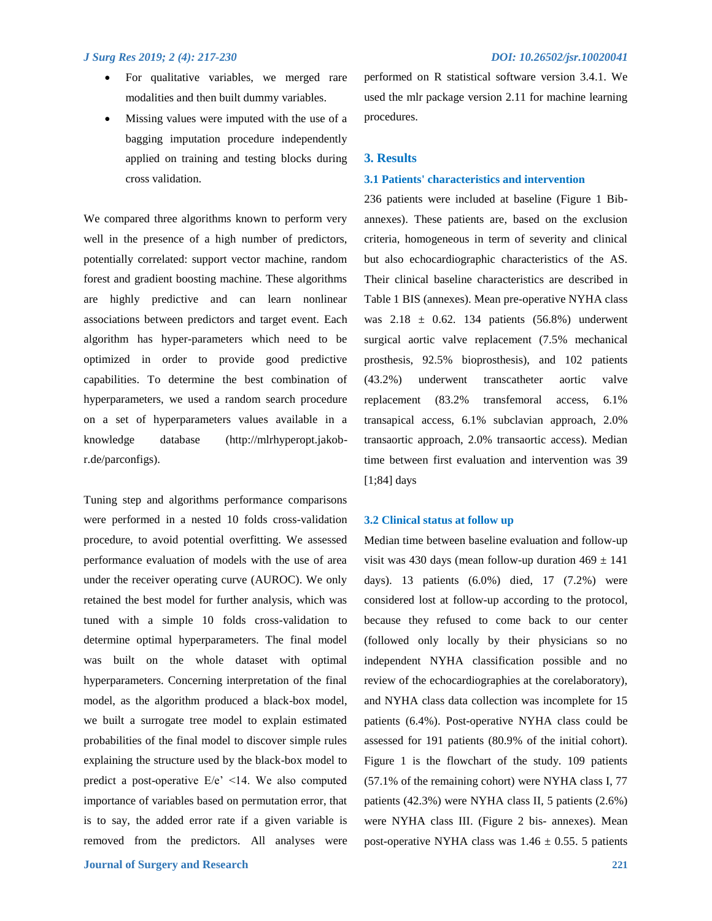- For qualitative variables, we merged rare modalities and then built dummy variables.
- Missing values were imputed with the use of a bagging imputation procedure independently applied on training and testing blocks during cross validation.

We compared three algorithms known to perform very well in the presence of a high number of predictors, potentially correlated: support vector machine, random forest and gradient boosting machine. These algorithms are highly predictive and can learn nonlinear associations between predictors and target event. Each algorithm has hyper-parameters which need to be optimized in order to provide good predictive capabilities. To determine the best combination of hyperparameters, we used a random search procedure on a set of hyperparameters values available in a knowledge database (http://mlrhyperopt.jakob-r.de/parconfigs).

Tuning step and algorithms performance comparisons were performed in a nested 10 folds cross-validation procedure, to avoid potential overfitting. We assessed performance evaluation of models with the use of area under the receiver operating curve (AUROC). We only retained the best model for further analysis, which was tuned with a simple 10 folds cross-validation to determine optimal hyperparameters. The final model was built on the whole dataset with optimal hyperparameters. Concerning interpretation of the final model, as the algorithm produced a black-box model, we built a surrogate tree model to explain estimated probabilities of the final model to discover simple rules explaining the structure used by the black-box model to predict a post-operative E/e' <14. We also computed importance of variables based on permutation error, that is to say, the added error rate if a given variable is removed from the predictors. All analyses were performed on R statistical software version 3.4.1. We used the mlr package version 2.11 for machine learning procedures.

## 3. Results

### 3.1 Patients' characteristics and intervention

236 patients were included at baseline (Figure 1 Bib-annexes). These patients are, based on the exclusion criteria, homogeneous in term of severity and clinical but also echocardiographic characteristics of the AS. Their clinical baseline characteristics are described in Table 1 BIS (annexes). Mean pre-operative NYHA class was 2.18 ± 0.62. 134 patients (56.8%) underwent surgical aortic valve replacement (7.5% mechanical prosthesis, 92.5% bioprosthesis), and 102 patients (43.2%) underwent transcatheter aortic valve replacement (83.2% transfemoral access, 6.1% transapical access, 6.1% subclavian approach, 2.0% transaortic approach, 2.0% transaortic access). Median time between first evaluation and intervention was 39 [1;84] days

### 3.2 Clinical status at follow up

Median time between baseline evaluation and follow-up visit was 430 days (mean follow-up duration 469 ± 141 days). 13 patients (6.0%) died, 17 (7.2%) were considered lost at follow-up according to the protocol, because they refused to come back to our center (followed only locally by their physicians so no independent NYHA classification possible and no review of the echocardiographies at the corelaboratory), and NYHA class data collection was incomplete for 15 patients (6.4%). Post-operative NYHA class could be assessed for 191 patients (80.9% of the initial cohort). Figure 1 is the flowchart of the study. 109 patients (57.1% of the remaining cohort) were NYHA class I, 77 patients (42.3%) were NYHA class II, 5 patients (2.6%) were NYHA class III. (Figure 2 bis- annexes). Mean post-operative NYHA class was 1.46 ± 0.55. 5 patients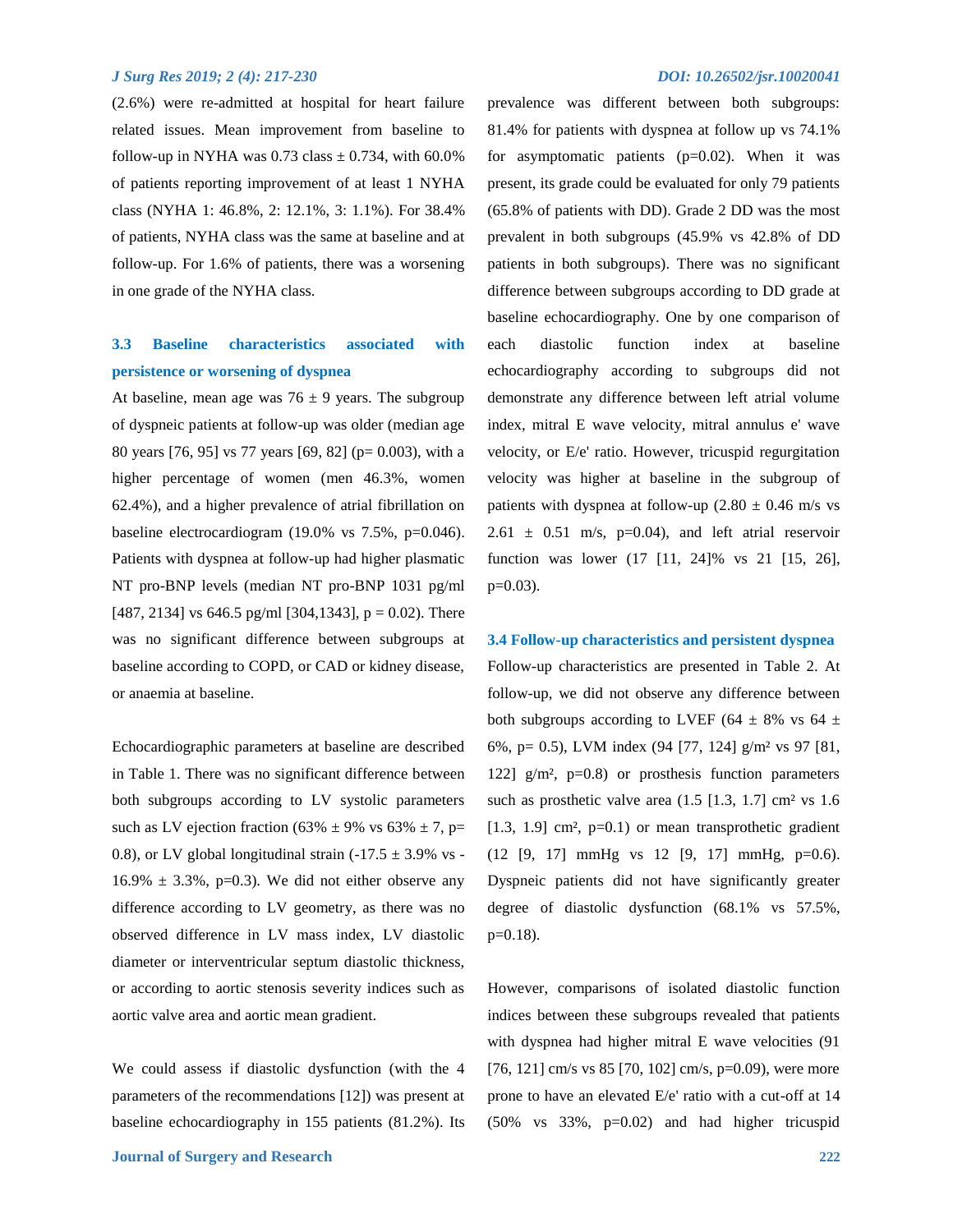(2.6%) were re-admitted at hospital for heart failure related issues. Mean improvement from baseline to follow-up in NYHA was 0.73 class ± 0.734, with 60.0% of patients reporting improvement of at least 1 NYHA class (NYHA 1: 46.8%, 2: 12.1%, 3: 1.1%). For 38.4% of patients, NYHA class was the same at baseline and at follow-up. For 1.6% of patients, there was a worsening in one grade of the NYHA class.

### 3.3 Baseline characteristics associated with persistence or worsening of dyspnea

At baseline, mean age was 76 ± 9 years. The subgroup of dyspneic patients at follow-up was older (median age 80 years [76, 95] vs 77 years [69, 82] (p= 0.003), with a higher percentage of women (men 46.3%, women 62.4%), and a higher prevalence of atrial fibrillation on baseline electrocardiogram (19.0% vs 7.5%, p=0.046). Patients with dyspnea at follow-up had higher plasmatic NT pro-BNP levels (median NT pro-BNP 1031 pg/ml [487, 2134] vs 646.5 pg/ml [304,1343], p = 0.02). There was no significant difference between subgroups at baseline according to COPD, or CAD or kidney disease, or anaemia at baseline.

Echocardiographic parameters at baseline are described in Table 1. There was no significant difference between both subgroups according to LV systolic parameters such as LV ejection fraction (63% ± 9% vs 63% ± 7, p= 0.8), or LV global longitudinal strain (-17.5 ± 3.9% vs -16.9% ± 3.3%, p=0.3). We did not either observe any difference according to LV geometry, as there was no observed difference in LV mass index, LV diastolic diameter or interventricular septum diastolic thickness, or according to aortic stenosis severity indices such as aortic valve area and aortic mean gradient.

We could assess if diastolic dysfunction (with the 4 parameters of the recommendations [12]) was present at baseline echocardiography in 155 patients (81.2%). Its prevalence was different between both subgroups: 81.4% for patients with dyspnea at follow up vs 74.1% for asymptomatic patients (p=0.02). When it was present, its grade could be evaluated for only 79 patients (65.8% of patients with DD). Grade 2 DD was the most prevalent in both subgroups (45.9% vs 42.8% of DD patients in both subgroups). There was no significant difference between subgroups according to DD grade at baseline echocardiography. One by one comparison of each diastolic function index at baseline echocardiography according to subgroups did not demonstrate any difference between left atrial volume index, mitral E wave velocity, mitral annulus e' wave velocity, or E/e' ratio. However, tricuspid regurgitation velocity was higher at baseline in the subgroup of patients with dyspnea at follow-up (2.80 ± 0.46 m/s vs 2.61 ± 0.51 m/s, p=0.04), and left atrial reservoir function was lower (17 [11, 24]% vs 21 [15, 26], p=0.03).

### 3.4 Follow-up characteristics and persistent dyspnea

Follow-up characteristics are presented in Table 2. At follow-up, we did not observe any difference between both subgroups according to LVEF (64 ± 8% vs 64 ± 6%, p= 0.5), LVM index (94 [77, 124] g/m² vs 97 [81, 122] g/m², p=0.8) or prosthesis function parameters such as prosthetic valve area (1.5 [1.3, 1.7] cm² vs 1.6 [1.3, 1.9] cm², p=0.1) or mean transprothetic gradient (12 [9, 17] mmHg vs 12 [9, 17] mmHg, p=0.6). Dyspneic patients did not have significantly greater degree of diastolic dysfunction (68.1% vs 57.5%, p=0.18).

However, comparisons of isolated diastolic function indices between these subgroups revealed that patients with dyspnea had higher mitral E wave velocities (91 [76, 121] cm/s vs 85 [70, 102] cm/s, p=0.09), were more prone to have an elevated E/e' ratio with a cut-off at 14 (50% vs 33%, p=0.02) and had higher tricuspid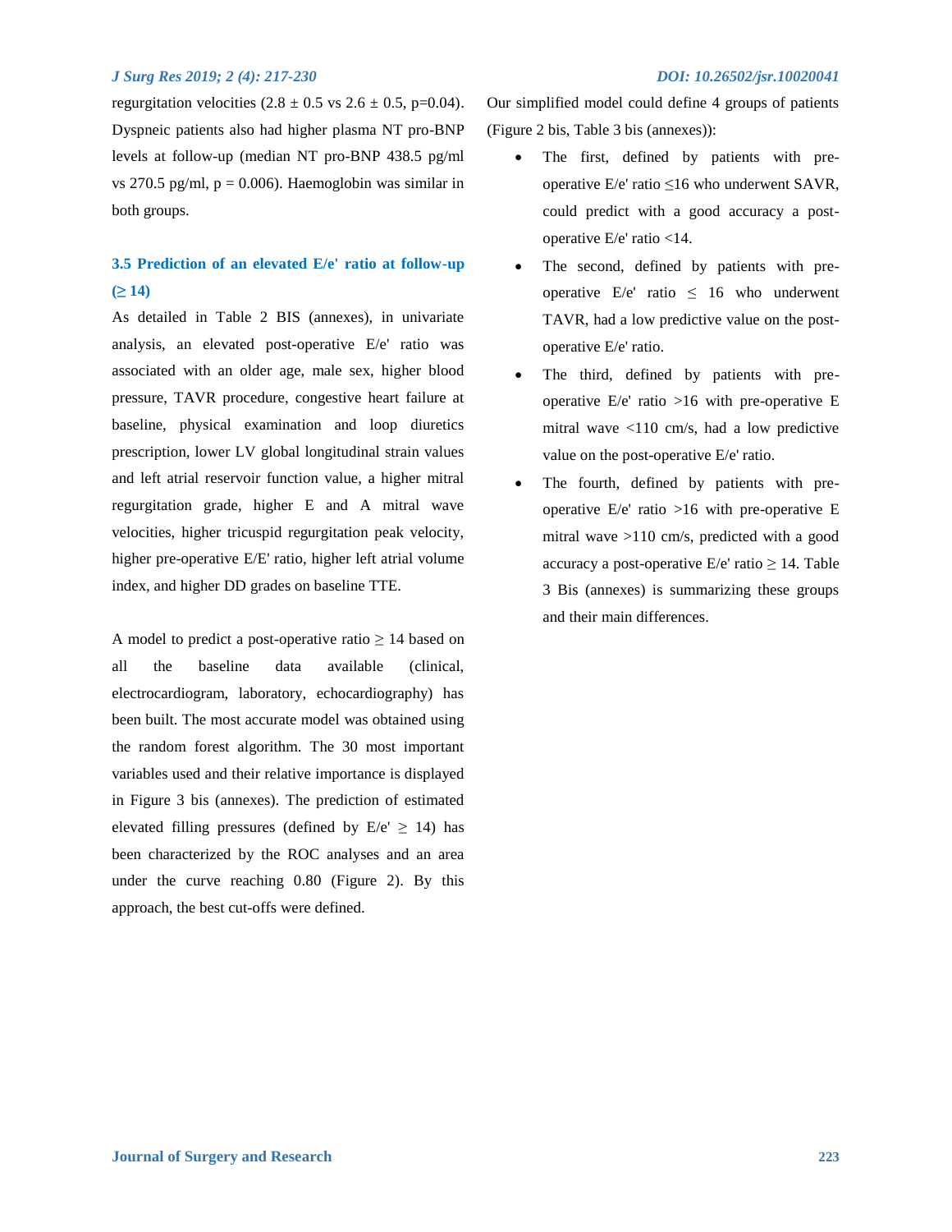regurgitation velocities (2.8 ± 0.5 vs 2.6 ± 0.5, p=0.04). Dyspneic patients also had higher plasma NT pro-BNP levels at follow-up (median NT pro-BNP 438.5 pg/ml vs 270.5 pg/ml, p = 0.006). Haemoglobin was similar in both groups.

### 3.5 Prediction of an elevated E/e' ratio at follow-up (≥ 14)

As detailed in Table 2 BIS (annexes), in univariate analysis, an elevated post-operative E/e' ratio was associated with an older age, male sex, higher blood pressure, TAVR procedure, congestive heart failure at baseline, physical examination and loop diuretics prescription, lower LV global longitudinal strain values and left atrial reservoir function value, a higher mitral regurgitation grade, higher E and A mitral wave velocities, higher tricuspid regurgitation peak velocity, higher pre-operative E/E' ratio, higher left atrial volume index, and higher DD grades on baseline TTE.

A model to predict a post-operative ratio ≥ 14 based on all the baseline data available (clinical, electrocardiogram, laboratory, echocardiography) has been built. The most accurate model was obtained using the random forest algorithm. The 30 most important variables used and their relative importance is displayed in Figure 3 bis (annexes). The prediction of estimated elevated filling pressures (defined by E/e' ≥ 14) has been characterized by the ROC analyses and an area under the curve reaching 0.80 (Figure 2). By this approach, the best cut-offs were defined.

Our simplified model could define 4 groups of patients (Figure 2 bis, Table 3 bis (annexes)):

- The first, defined by patients with pre-operative E/e' ratio ≤16 who underwent SAVR, could predict with a good accuracy a post-operative E/e' ratio <14.
- The second, defined by patients with pre-operative E/e' ratio ≤ 16 who underwent TAVR, had a low predictive value on the post-operative E/e' ratio.
- The third, defined by patients with pre-operative E/e' ratio >16 with pre-operative E mitral wave <110 cm/s, had a low predictive value on the post-operative E/e' ratio.
- The fourth, defined by patients with pre-operative E/e' ratio >16 with pre-operative E mitral wave >110 cm/s, predicted with a good accuracy a post-operative E/e' ratio ≥ 14. Table 3 Bis (annexes) is summarizing these groups and their main differences.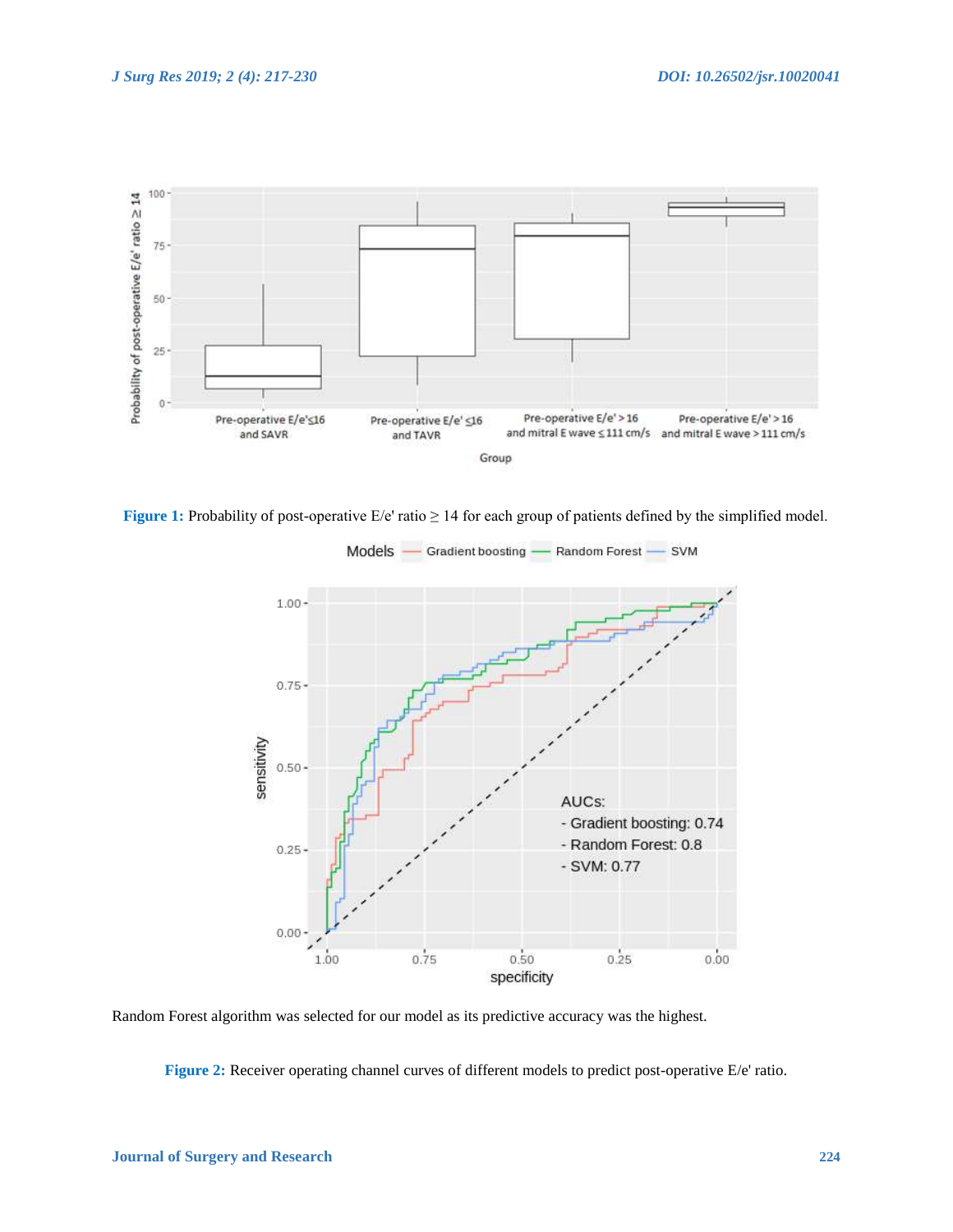**Figure 1:** Probability of post-operative E/e' ratio $\geq$ 14 for each group of patients defined by the simplified model.

Random Forest algorithm was selected for our model as its predictive accuracy was the highest.

**Figure 2:** Receiver operating channel curves of different models to predict post-operative E/e' ratio.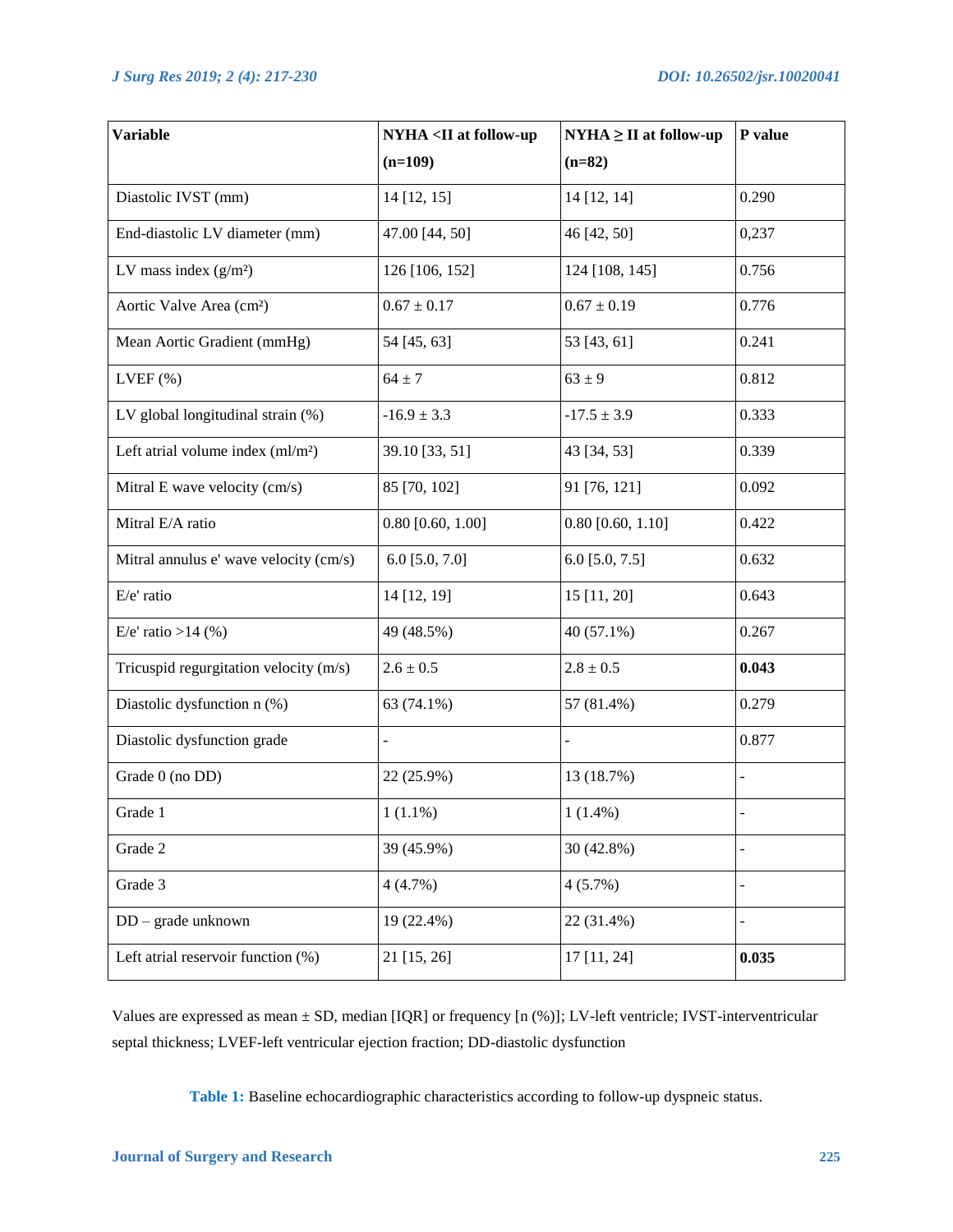| Variable | NYHA <II at follow-up (n=109) | NYHA ≥ II at follow-up (n=82) | P value |
|---|---|---|---|
| Diastolic IVST (mm) | 14 [12, 15] | 14 [12, 14] | 0.290 |
| End-diastolic LV diameter (mm) | 47.00 [44, 50] | 46 [42, 50] | 0,237 |
| LV mass index (g/m²) | 126 [106, 152] | 124 [108, 145] | 0.756 |
| Aortic Valve Area (cm²) | 0.67 ± 0.17 | 0.67 ± 0.19 | 0.776 |
| Mean Aortic Gradient (mmHg) | 54 [45, 63] | 53 [43, 61] | 0.241 |
| LVEF (%) | 64 ± 7 | 63 ± 9 | 0.812 |
| LV global longitudinal strain (%) | -16.9 ± 3.3 | -17.5 ± 3.9 | 0.333 |
| Left atrial volume index (ml/m²) | 39.10 [33, 51] | 43 [34, 53] | 0.339 |
| Mitral E wave velocity (cm/s) | 85 [70, 102] | 91 [76, 121] | 0.092 |
| Mitral E/A ratio | 0.80 [0.60, 1.00] | 0.80 [0.60, 1.10] | 0.422 |
| Mitral annulus e' wave velocity (cm/s) | 6.0 [5.0, 7.0] | 6.0 [5.0, 7.5] | 0.632 |
| E/e' ratio | 14 [12, 19] | 15 [11, 20] | 0.643 |
| E/e' ratio >14 (%) | 49 (48.5%) | 40 (57.1%) | 0.267 |
| Tricuspid regurgitation velocity (m/s) | 2.6 ± 0.5 | 2.8 ± 0.5 | **0.043** |
| Diastolic dysfunction n (%) | 63 (74.1%) | 57 (81.4%) | 0.279 |
| Diastolic dysfunction grade | - | - | 0.877 |
| Grade 0 (no DD) | 22 (25.9%) | 13 (18.7%) | - |
| Grade 1 | 1 (1.1%) | 1 (1.4%) | - |
| Grade 2 | 39 (45.9%) | 30 (42.8%) | - |
| Grade 3 | 4 (4.7%) | 4 (5.7%) | - |
| DD – grade unknown | 19 (22.4%) | 22 (31.4%) | - |
| Left atrial reservoir function (%) | 21 [15, 26] | 17 [11, 24] | **0.035** |

Values are expressed as mean ± SD, median [IQR] or frequency [n (%)]; LV-left ventricle; IVST-interventricular septal thickness; LVEF-left ventricular ejection fraction; DD-diastolic dysfunction

**Table 1:** Baseline echocardiographic characteristics according to follow-up dyspneic status.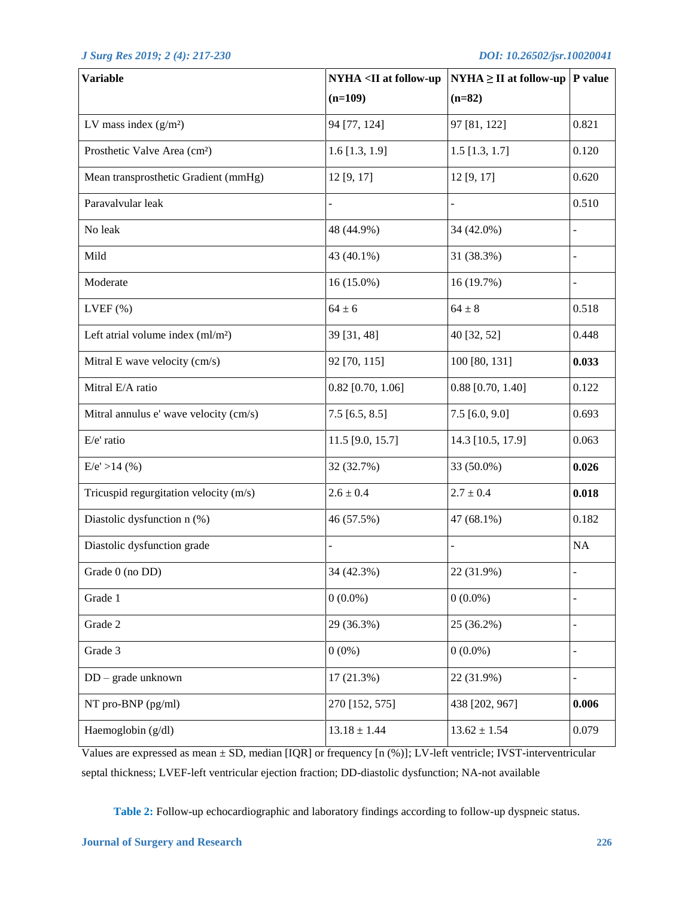| Variable | NYHA <II at follow-up (n=109) | NYHA ≥ II at follow-up (n=82) | P value |
|---|---|---|---|
| LV mass index (g/m²) | 94 [77, 124] | 97 [81, 122] | 0.821 |
| Prosthetic Valve Area (cm²) | 1.6 [1.3, 1.9] | 1.5 [1.3, 1.7] | 0.120 |
| Mean transprosthetic Gradient (mmHg) | 12 [9, 17] | 12 [9, 17] | 0.620 |
| Paravalvular leak | - | - | 0.510 |
| No leak | 48 (44.9%) | 34 (42.0%) | - |
| Mild | 43 (40.1%) | 31 (38.3%) | - |
| Moderate | 16 (15.0%) | 16 (19.7%) | - |
| LVEF (%) | 64 ± 6 | 64 ± 8 | 0.518 |
| Left atrial volume index (ml/m²) | 39 [31, 48] | 40 [32, 52] | 0.448 |
| Mitral E wave velocity (cm/s) | 92 [70, 115] | 100 [80, 131] | **0.033** |
| Mitral E/A ratio | 0.82 [0.70, 1.06] | 0.88 [0.70, 1.40] | 0.122 |
| Mitral annulus e' wave velocity (cm/s) | 7.5 [6.5, 8.5] | 7.5 [6.0, 9.0] | 0.693 |
| E/e' ratio | 11.5 [9.0, 15.7] | 14.3 [10.5, 17.9] | 0.063 |
| E/e' >14 (%) | 32 (32.7%) | 33 (50.0%) | **0.026** |
| Tricuspid regurgitation velocity (m/s) | 2.6 ± 0.4 | 2.7 ± 0.4 | **0.018** |
| Diastolic dysfunction n (%) | 46 (57.5%) | 47 (68.1%) | 0.182 |
| Diastolic dysfunction grade | - | - | NA |
| Grade 0 (no DD) | 34 (42.3%) | 22 (31.9%) | - |
| Grade 1 | 0 (0.0%) | 0 (0.0%) | - |
| Grade 2 | 29 (36.3%) | 25 (36.2%) | - |
| Grade 3 | 0 (0%) | 0 (0.0%) | - |
| DD – grade unknown | 17 (21.3%) | 22 (31.9%) | - |
| NT pro-BNP (pg/ml) | 270 [152, 575] | 438 [202, 967] | **0.006** |
| Haemoglobin (g/dl) | 13.18 ± 1.44 | 13.62 ± 1.54 | 0.079 |

Values are expressed as mean ± SD, median [IQR] or frequency [n (%)]; LV-left ventricle; IVST-interventricular septal thickness; LVEF-left ventricular ejection fraction; DD-diastolic dysfunction; NA-not available

**Table 2:** Follow-up echocardiographic and laboratory findings according to follow-up dyspneic status.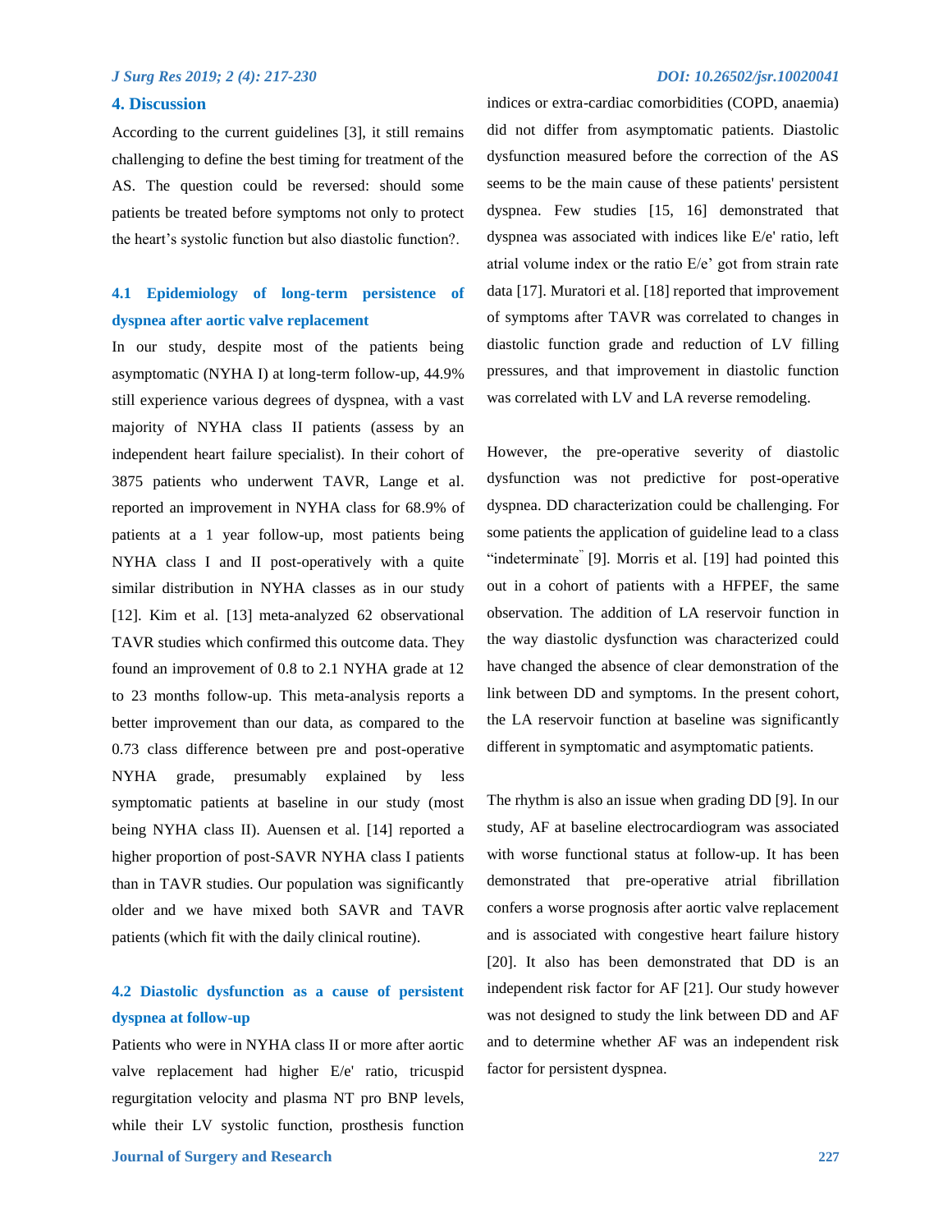## 4. Discussion

According to the current guidelines [3], it still remains challenging to define the best timing for treatment of the AS. The question could be reversed: should some patients be treated before symptoms not only to protect the heart's systolic function but also diastolic function?.

### 4.1 Epidemiology of long-term persistence of dyspnea after aortic valve replacement

In our study, despite most of the patients being asymptomatic (NYHA I) at long-term follow-up, 44.9% still experience various degrees of dyspnea, with a vast majority of NYHA class II patients (assess by an independent heart failure specialist). In their cohort of 3875 patients who underwent TAVR, Lange et al. reported an improvement in NYHA class for 68.9% of patients at a 1 year follow-up, most patients being NYHA class I and II post-operatively with a quite similar distribution in NYHA classes as in our study [12]. Kim et al. [13] meta-analyzed 62 observational TAVR studies which confirmed this outcome data. They found an improvement of 0.8 to 2.1 NYHA grade at 12 to 23 months follow-up. This meta-analysis reports a better improvement than our data, as compared to the 0.73 class difference between pre and post-operative NYHA grade, presumably explained by less symptomatic patients at baseline in our study (most being NYHA class II). Auensen et al. [14] reported a higher proportion of post-SAVR NYHA class I patients than in TAVR studies. Our population was significantly older and we have mixed both SAVR and TAVR patients (which fit with the daily clinical routine).

### 4.2 Diastolic dysfunction as a cause of persistent dyspnea at follow-up

Patients who were in NYHA class II or more after aortic valve replacement had higher E/e' ratio, tricuspid regurgitation velocity and plasma NT pro BNP levels, while their LV systolic function, prosthesis function indices or extra-cardiac comorbidities (COPD, anaemia) did not differ from asymptomatic patients. Diastolic dysfunction measured before the correction of the AS seems to be the main cause of these patients' persistent dyspnea. Few studies [15, 16] demonstrated that dyspnea was associated with indices like E/e' ratio, left atrial volume index or the ratio E/e' got from strain rate data [17]. Muratori et al. [18] reported that improvement of symptoms after TAVR was correlated to changes in diastolic function grade and reduction of LV filling pressures, and that improvement in diastolic function was correlated with LV and LA reverse remodeling.

However, the pre-operative severity of diastolic dysfunction was not predictive for post-operative dyspnea. DD characterization could be challenging. For some patients the application of guideline lead to a class "indeterminate" [9]. Morris et al. [19] had pointed this out in a cohort of patients with a HFPEF, the same observation. The addition of LA reservoir function in the way diastolic dysfunction was characterized could have changed the absence of clear demonstration of the link between DD and symptoms. In the present cohort, the LA reservoir function at baseline was significantly different in symptomatic and asymptomatic patients.

The rhythm is also an issue when grading DD [9]. In our study, AF at baseline electrocardiogram was associated with worse functional status at follow-up. It has been demonstrated that pre-operative atrial fibrillation confers a worse prognosis after aortic valve replacement and is associated with congestive heart failure history [20]. It also has been demonstrated that DD is an independent risk factor for AF [21]. Our study however was not designed to study the link between DD and AF and to determine whether AF was an independent risk factor for persistent dyspnea.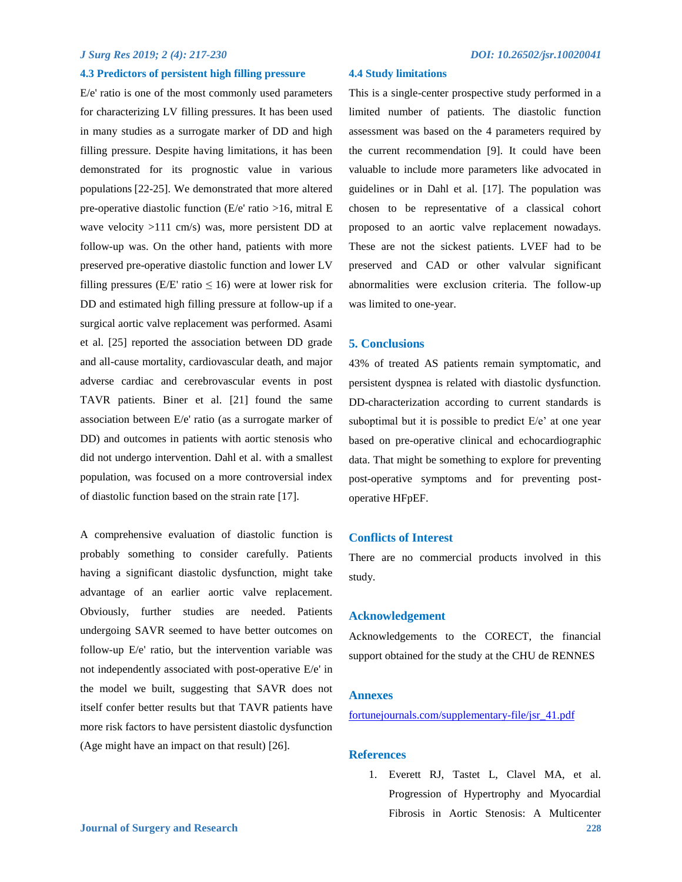### 4.3 Predictors of persistent high filling pressure

E/e' ratio is one of the most commonly used parameters for characterizing LV filling pressures. It has been used in many studies as a surrogate marker of DD and high filling pressure. Despite having limitations, it has been demonstrated for its prognostic value in various populations [22-25]. We demonstrated that more altered pre-operative diastolic function (E/e' ratio >16, mitral E wave velocity >111 cm/s) was, more persistent DD at follow-up was. On the other hand, patients with more preserved pre-operative diastolic function and lower LV filling pressures (E/E' ratio ≤ 16) were at lower risk for DD and estimated high filling pressure at follow-up if a surgical aortic valve replacement was performed. Asami et al. [25] reported the association between DD grade and all-cause mortality, cardiovascular death, and major adverse cardiac and cerebrovascular events in post TAVR patients. Biner et al. [21] found the same association between E/e' ratio (as a surrogate marker of DD) and outcomes in patients with aortic stenosis who did not undergo intervention. Dahl et al. with a smallest population, was focused on a more controversial index of diastolic function based on the strain rate [17].

A comprehensive evaluation of diastolic function is probably something to consider carefully. Patients having a significant diastolic dysfunction, might take advantage of an earlier aortic valve replacement. Obviously, further studies are needed. Patients undergoing SAVR seemed to have better outcomes on follow-up E/e' ratio, but the intervention variable was not independently associated with post-operative E/e' in the model we built, suggesting that SAVR does not itself confer better results but that TAVR patients have more risk factors to have persistent diastolic dysfunction (Age might have an impact on that result) [26].

### 4.4 Study limitations

This is a single-center prospective study performed in a limited number of patients. The diastolic function assessment was based on the 4 parameters required by the current recommendation [9]. It could have been valuable to include more parameters like advocated in guidelines or in Dahl et al. [17]. The population was chosen to be representative of a classical cohort proposed to an aortic valve replacement nowadays. These are not the sickest patients. LVEF had to be preserved and CAD or other valvular significant abnormalities were exclusion criteria. The follow-up was limited to one-year.

## 5. Conclusions

43% of treated AS patients remain symptomatic, and persistent dyspnea is related with diastolic dysfunction. DD-characterization according to current standards is suboptimal but it is possible to predict E/e' at one year based on pre-operative clinical and echocardiographic data. That might be something to explore for preventing post-operative symptoms and for preventing post-operative HFpEF.

## Conflicts of Interest

There are no commercial products involved in this study.

## Acknowledgement

Acknowledgements to the CORECT, the financial support obtained for the study at the CHU de RENNES

## Annexes

fortunejournals.com/supplementary-file/jsr_41.pdf

## References

1. Everett RJ, Tastet L, Clavel MA, et al. Progression of Hypertrophy and Myocardial Fibrosis in Aortic Stenosis: A Multicenter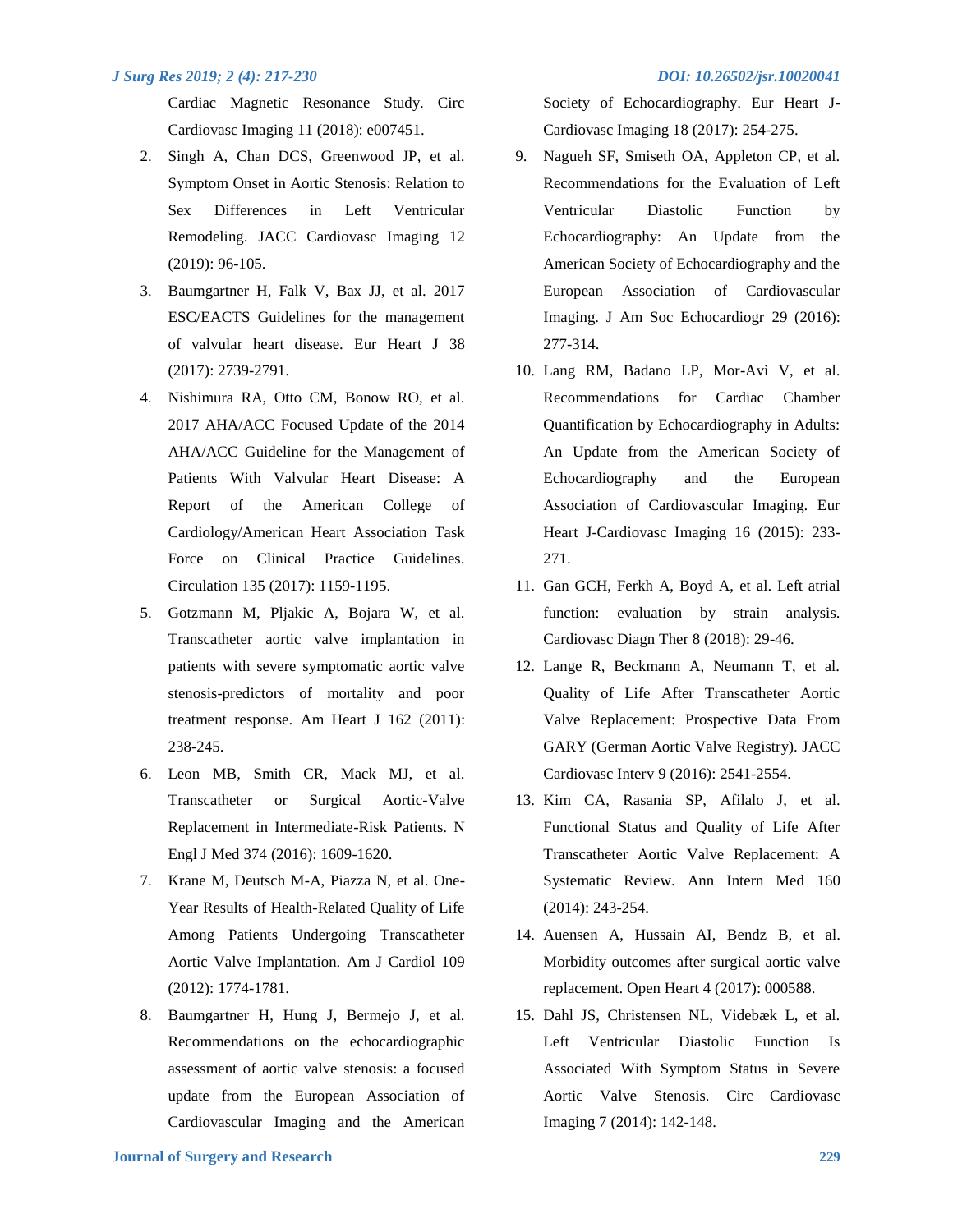Cardiac Magnetic Resonance Study. Circ Cardiovasc Imaging 11 (2018): e007451.

2. Singh A, Chan DCS, Greenwood JP, et al. Symptom Onset in Aortic Stenosis: Relation to Sex Differences in Left Ventricular Remodeling. JACC Cardiovasc Imaging 12 (2019): 96-105.
3. Baumgartner H, Falk V, Bax JJ, et al. 2017 ESC/EACTS Guidelines for the management of valvular heart disease. Eur Heart J 38 (2017): 2739-2791.
4. Nishimura RA, Otto CM, Bonow RO, et al. 2017 AHA/ACC Focused Update of the 2014 AHA/ACC Guideline for the Management of Patients With Valvular Heart Disease: A Report of the American College of Cardiology/American Heart Association Task Force on Clinical Practice Guidelines. Circulation 135 (2017): 1159-1195.
5. Gotzmann M, Pljakic A, Bojara W, et al. Transcatheter aortic valve implantation in patients with severe symptomatic aortic valve stenosis-predictors of mortality and poor treatment response. Am Heart J 162 (2011): 238-245.
6. Leon MB, Smith CR, Mack MJ, et al. Transcatheter or Surgical Aortic-Valve Replacement in Intermediate-Risk Patients. N Engl J Med 374 (2016): 1609-1620.
7. Krane M, Deutsch M-A, Piazza N, et al. One-Year Results of Health-Related Quality of Life Among Patients Undergoing Transcatheter Aortic Valve Implantation. Am J Cardiol 109 (2012): 1774-1781.
8. Baumgartner H, Hung J, Bermejo J, et al. Recommendations on the echocardiographic assessment of aortic valve stenosis: a focused update from the European Association of Cardiovascular Imaging and the American Society of Echocardiography. Eur Heart J-Cardiovasc Imaging 18 (2017): 254-275.
9. Nagueh SF, Smiseth OA, Appleton CP, et al. Recommendations for the Evaluation of Left Ventricular Diastolic Function by Echocardiography: An Update from the American Society of Echocardiography and the European Association of Cardiovascular Imaging. J Am Soc Echocardiogr 29 (2016): 277-314.
10. Lang RM, Badano LP, Mor-Avi V, et al. Recommendations for Cardiac Chamber Quantification by Echocardiography in Adults: An Update from the American Society of Echocardiography and the European Association of Cardiovascular Imaging. Eur Heart J-Cardiovasc Imaging 16 (2015): 233-271.
11. Gan GCH, Ferkh A, Boyd A, et al. Left atrial function: evaluation by strain analysis. Cardiovasc Diagn Ther 8 (2018): 29-46.
12. Lange R, Beckmann A, Neumann T, et al. Quality of Life After Transcatheter Aortic Valve Replacement: Prospective Data From GARY (German Aortic Valve Registry). JACC Cardiovasc Interv 9 (2016): 2541-2554.
13. Kim CA, Rasania SP, Afilalo J, et al. Functional Status and Quality of Life After Transcatheter Aortic Valve Replacement: A Systematic Review. Ann Intern Med 160 (2014): 243-254.
14. Auensen A, Hussain AI, Bendz B, et al. Morbidity outcomes after surgical aortic valve replacement. Open Heart 4 (2017): 000588.
15. Dahl JS, Christensen NL, Videbæk L, et al. Left Ventricular Diastolic Function Is Associated With Symptom Status in Severe Aortic Valve Stenosis. Circ Cardiovasc Imaging 7 (2014): 142-148.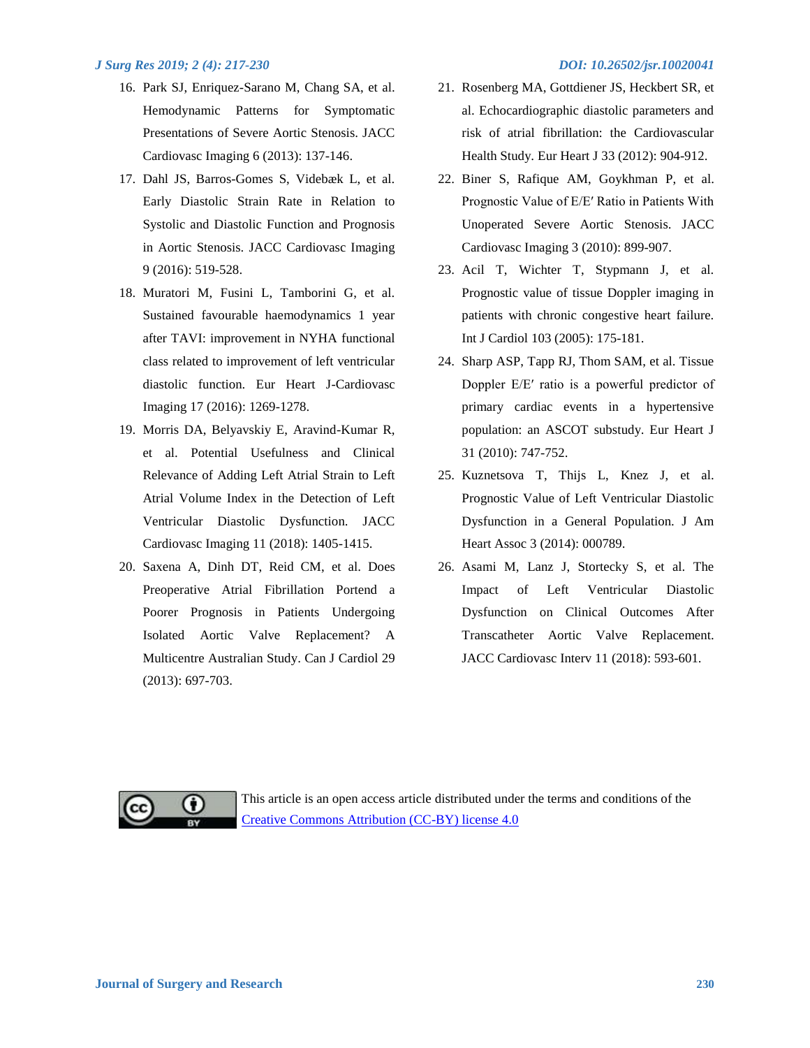16. Park SJ, Enriquez-Sarano M, Chang SA, et al. Hemodynamic Patterns for Symptomatic Presentations of Severe Aortic Stenosis. JACC Cardiovasc Imaging 6 (2013): 137-146.
17. Dahl JS, Barros-Gomes S, Videbæk L, et al. Early Diastolic Strain Rate in Relation to Systolic and Diastolic Function and Prognosis in Aortic Stenosis. JACC Cardiovasc Imaging 9 (2016): 519-528.
18. Muratori M, Fusini L, Tamborini G, et al. Sustained favourable haemodynamics 1 year after TAVI: improvement in NYHA functional class related to improvement of left ventricular diastolic function. Eur Heart J-Cardiovasc Imaging 17 (2016): 1269-1278.
19. Morris DA, Belyavskiy E, Aravind-Kumar R, et al. Potential Usefulness and Clinical Relevance of Adding Left Atrial Strain to Left Atrial Volume Index in the Detection of Left Ventricular Diastolic Dysfunction. JACC Cardiovasc Imaging 11 (2018): 1405-1415.
20. Saxena A, Dinh DT, Reid CM, et al. Does Preoperative Atrial Fibrillation Portend a Poorer Prognosis in Patients Undergoing Isolated Aortic Valve Replacement? A Multicentre Australian Study. Can J Cardiol 29 (2013): 697-703.
21. Rosenberg MA, Gottdiener JS, Heckbert SR, et al. Echocardiographic diastolic parameters and risk of atrial fibrillation: the Cardiovascular Health Study. Eur Heart J 33 (2012): 904-912.
22. Biner S, Rafique AM, Goykhman P, et al. Prognostic Value of E/E′ Ratio in Patients With Unoperated Severe Aortic Stenosis. JACC Cardiovasc Imaging 3 (2010): 899-907.
23. Acil T, Wichter T, Stypmann J, et al. Prognostic value of tissue Doppler imaging in patients with chronic congestive heart failure. Int J Cardiol 103 (2005): 175-181.
24. Sharp ASP, Tapp RJ, Thom SAM, et al. Tissue Doppler E/E′ ratio is a powerful predictor of primary cardiac events in a hypertensive population: an ASCOT substudy. Eur Heart J 31 (2010): 747-752.
25. Kuznetsova T, Thijs L, Knez J, et al. Prognostic Value of Left Ventricular Diastolic Dysfunction in a General Population. J Am Heart Assoc 3 (2014): 000789.
26. Asami M, Lanz J, Stortecky S, et al. The Impact of Left Ventricular Diastolic Dysfunction on Clinical Outcomes After Transcatheter Aortic Valve Replacement. JACC Cardiovasc Interv 11 (2018): 593-601.

This article is an open access article distributed under the terms and conditions of the [Creative Commons Attribution (CC-BY) license 4.0](https://creativecommons.org/licenses/by/4.0/)